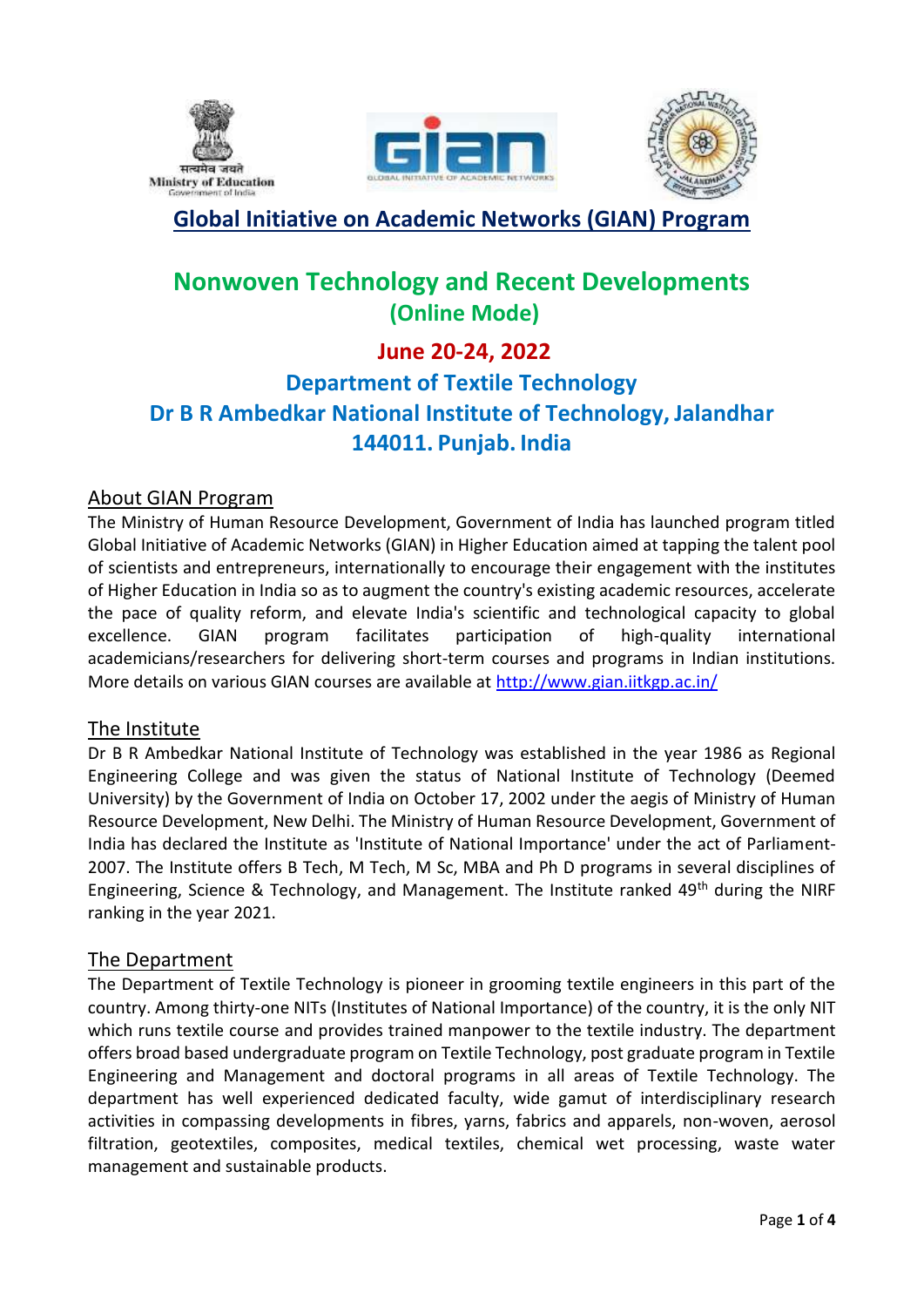Ministry of Education
Government of India

# Global Initiative on Academic Networks (GIAN) Program

# Nonwoven Technology and Recent Developments
## (Online Mode)

## June 20-24, 2022

## Department of Textile Technology
## Dr B R Ambedkar National Institute of Technology, Jalandhar 144011. Punjab. India

### About GIAN Program

The Ministry of Human Resource Development, Government of India has launched program titled Global Initiative of Academic Networks (GIAN) in Higher Education aimed at tapping the talent pool of scientists and entrepreneurs, internationally to encourage their engagement with the institutes of Higher Education in India so as to augment the country's existing academic resources, accelerate the pace of quality reform, and elevate India's scientific and technological capacity to global excellence. GIAN program facilitates participation of high-quality international academicians/researchers for delivering short-term courses and programs in Indian institutions. More details on various GIAN courses are available at http://www.gian.iitkgp.ac.in/

### The Institute

Dr B R Ambedkar National Institute of Technology was established in the year 1986 as Regional Engineering College and was given the status of National Institute of Technology (Deemed University) by the Government of India on October 17, 2002 under the aegis of Ministry of Human Resource Development, New Delhi. The Ministry of Human Resource Development, Government of India has declared the Institute as 'Institute of National Importance' under the act of Parliament-2007. The Institute offers B Tech, M Tech, M Sc, MBA and Ph D programs in several disciplines of Engineering, Science & Technology, and Management. The Institute ranked 49th during the NIRF ranking in the year 2021.

### The Department

The Department of Textile Technology is pioneer in grooming textile engineers in this part of the country. Among thirty-one NITs (Institutes of National Importance) of the country, it is the only NIT which runs textile course and provides trained manpower to the textile industry. The department offers broad based undergraduate program on Textile Technology, post graduate program in Textile Engineering and Management and doctoral programs in all areas of Textile Technology. The department has well experienced dedicated faculty, wide gamut of interdisciplinary research activities in compassing developments in fibres, yarns, fabrics and apparels, non-woven, aerosol filtration, geotextiles, composites, medical textiles, chemical wet processing, waste water management and sustainable products.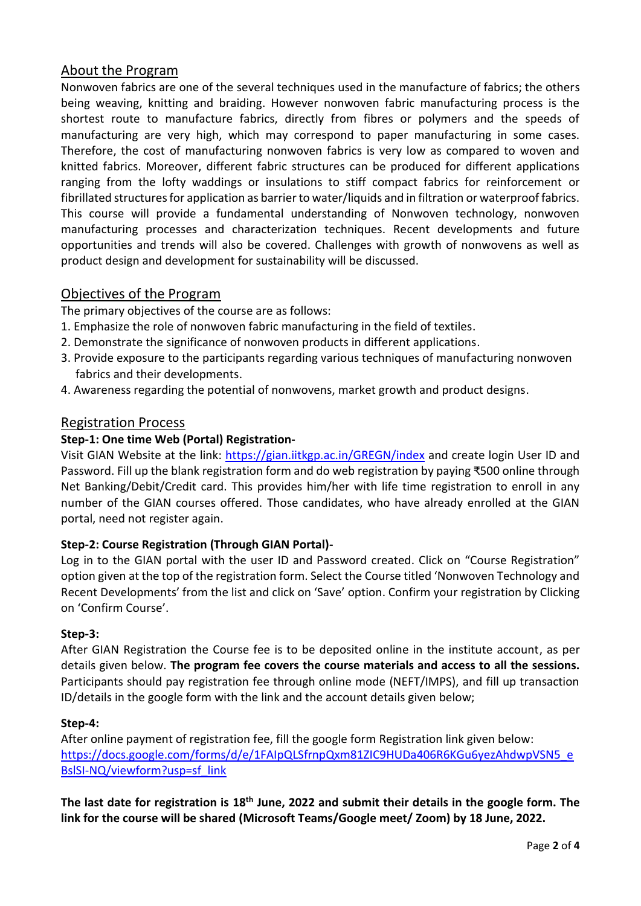## About the Program

Nonwoven fabrics are one of the several techniques used in the manufacture of fabrics; the others being weaving, knitting and braiding. However nonwoven fabric manufacturing process is the shortest route to manufacture fabrics, directly from fibres or polymers and the speeds of manufacturing are very high, which may correspond to paper manufacturing in some cases. Therefore, the cost of manufacturing nonwoven fabrics is very low as compared to woven and knitted fabrics. Moreover, different fabric structures can be produced for different applications ranging from the lofty waddings or insulations to stiff compact fabrics for reinforcement or fibrillated structures for application as barrier to water/liquids and in filtration or waterproof fabrics. This course will provide a fundamental understanding of Nonwoven technology, nonwoven manufacturing processes and characterization techniques. Recent developments and future opportunities and trends will also be covered. Challenges with growth of nonwovens as well as product design and development for sustainability will be discussed.

## Objectives of the Program

The primary objectives of the course are as follows:

1. Emphasize the role of nonwoven fabric manufacturing in the field of textiles.
2. Demonstrate the significance of nonwoven products in different applications.
3. Provide exposure to the participants regarding various techniques of manufacturing nonwoven fabrics and their developments.
4. Awareness regarding the potential of nonwovens, market growth and product designs.

## Registration Process

**Step-1: One time Web (Portal) Registration-**

Visit GIAN Website at the link: https://gian.iitkgp.ac.in/GREGN/index and create login User ID and Password. Fill up the blank registration form and do web registration by paying ₹500 online through Net Banking/Debit/Credit card. This provides him/her with life time registration to enroll in any number of the GIAN courses offered. Those candidates, who have already enrolled at the GIAN portal, need not register again.

**Step-2: Course Registration (Through GIAN Portal)-**

Log in to the GIAN portal with the user ID and Password created. Click on "Course Registration" option given at the top of the registration form. Select the Course titled 'Nonwoven Technology and Recent Developments' from the list and click on 'Save' option. Confirm your registration by Clicking on 'Confirm Course'.

**Step-3:**

After GIAN Registration the Course fee is to be deposited online in the institute account, as per details given below. **The program fee covers the course materials and access to all the sessions.** Participants should pay registration fee through online mode (NEFT/IMPS), and fill up transaction ID/details in the google form with the link and the account details given below;

**Step-4:**

After online payment of registration fee, fill the google form Registration link given below:
https://docs.google.com/forms/d/e/1FAIpQLSfrnpQxm81ZIC9HUDa406R6KGu6yezAhdwpVSN5_eBslSI-NQ/viewform?usp=sf_link

**The last date for registration is 18th June, 2022 and submit their details in the google form. The link for the course will be shared (Microsoft Teams/Google meet/ Zoom) by 18 June, 2022.**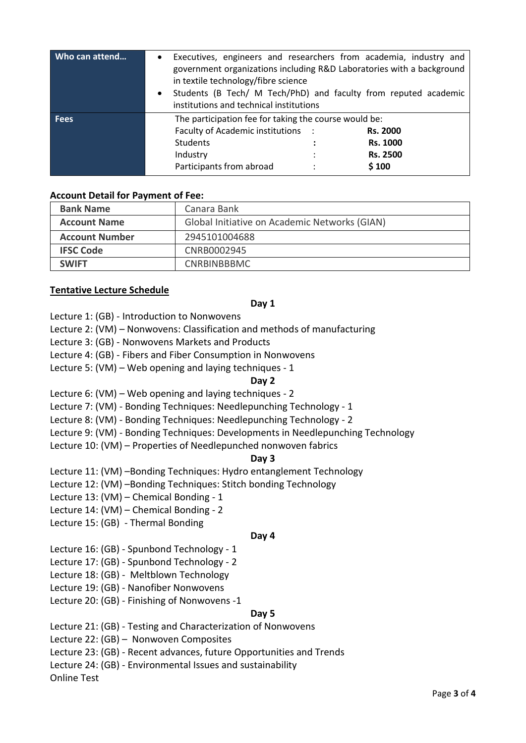| Who can attend… | • Executives, engineers and researchers from academia, industry and government organizations including R&D Laboratories with a background in textile technology/fibre science<br>• Students (B Tech/ M Tech/PhD) and faculty from reputed academic institutions and technical institutions |
|---|---|
| Fees | The participation fee for taking the course would be:<br>Faculty of Academic institutions : **Rs. 2000**<br>Students : **Rs. 1000**<br>Industry : **Rs. 2500**<br>Participants from abroad : **$ 100** |

**Account Detail for Payment of Fee:**

| Bank Name | Canara Bank |
|---|---|
| Account Name | Global Initiative on Academic Networks (GIAN) |
| Account Number | 2945101004688 |
| IFSC Code | CNRB0002945 |
| SWIFT | CNRBINBBBMC |

**Tentative Lecture Schedule**

**Day 1**

Lecture 1: (GB) - Introduction to Nonwovens
Lecture 2: (VM) – Nonwovens: Classification and methods of manufacturing
Lecture 3: (GB) - Nonwovens Markets and Products
Lecture 4: (GB) - Fibers and Fiber Consumption in Nonwovens
Lecture 5: (VM) – Web opening and laying techniques - 1

**Day 2**

Lecture 6: (VM) – Web opening and laying techniques - 2
Lecture 7: (VM) - Bonding Techniques: Needlepunching Technology - 1
Lecture 8: (VM) - Bonding Techniques: Needlepunching Technology - 2
Lecture 9: (VM) - Bonding Techniques: Developments in Needlepunching Technology
Lecture 10: (VM) – Properties of Needlepunched nonwoven fabrics

**Day 3**

Lecture 11: (VM) –Bonding Techniques: Hydro entanglement Technology
Lecture 12: (VM) –Bonding Techniques: Stitch bonding Technology
Lecture 13: (VM) – Chemical Bonding - 1
Lecture 14: (VM) – Chemical Bonding - 2
Lecture 15: (GB) - Thermal Bonding

**Day 4**

Lecture 16: (GB) - Spunbond Technology - 1
Lecture 17: (GB) - Spunbond Technology - 2
Lecture 18: (GB) - Meltblown Technology
Lecture 19: (GB) - Nanofiber Nonwovens
Lecture 20: (GB) - Finishing of Nonwovens -1

**Day 5**

Lecture 21: (GB) - Testing and Characterization of Nonwovens
Lecture 22: (GB) – Nonwoven Composites
Lecture 23: (GB) - Recent advances, future Opportunities and Trends
Lecture 24: (GB) - Environmental Issues and sustainability
Online Test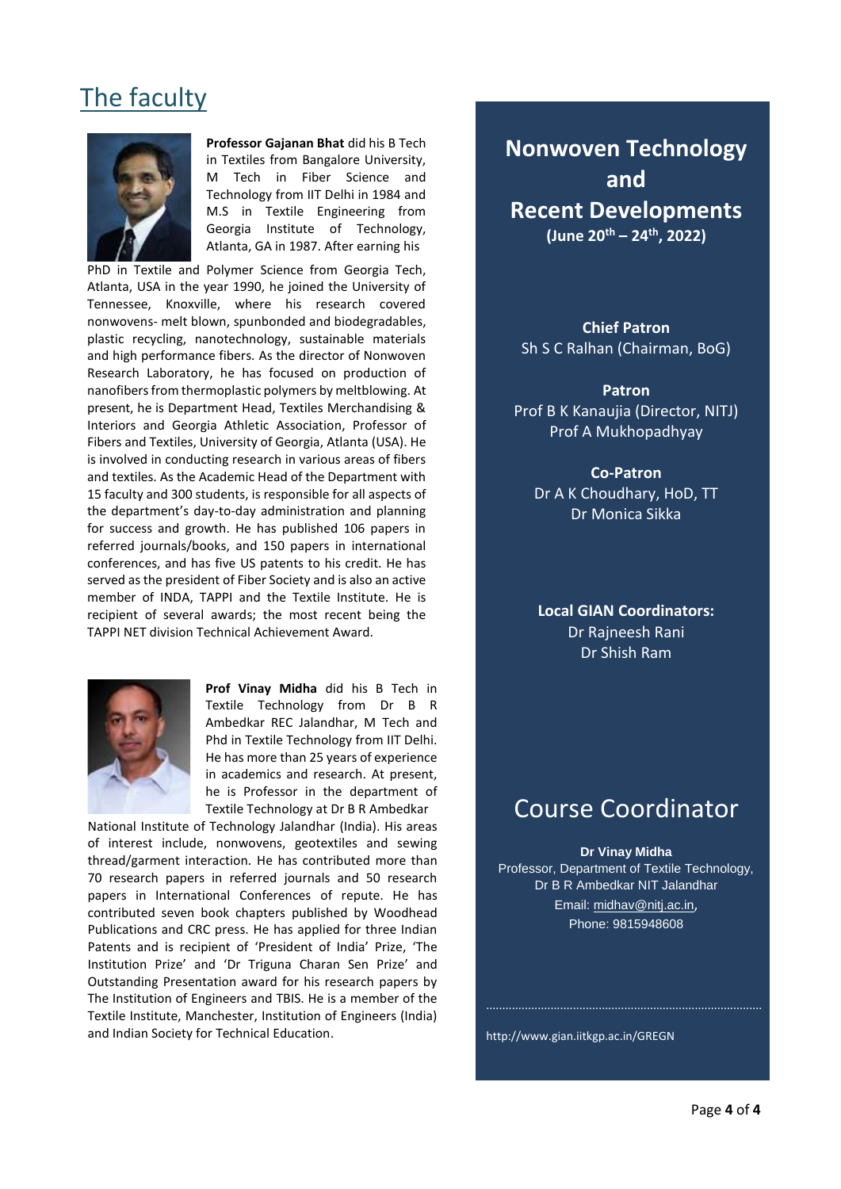## The faculty

**Professor Gajanan Bhat** did his B Tech in Textiles from Bangalore University, M Tech in Fiber Science and Technology from IIT Delhi in 1984 and M.S in Textile Engineering from Georgia Institute of Technology, Atlanta, GA in 1987. After earning his PhD in Textile and Polymer Science from Georgia Tech, Atlanta, USA in the year 1990, he joined the University of Tennessee, Knoxville, where his research covered nonwovens- melt blown, spunbonded and biodegradables, plastic recycling, nanotechnology, sustainable materials and high performance fibers. As the director of Nonwoven Research Laboratory, he has focused on production of nanofibers from thermoplastic polymers by meltblowing. At present, he is Department Head, Textiles Merchandising & Interiors and Georgia Athletic Association, Professor of Fibers and Textiles, University of Georgia, Atlanta (USA). He is involved in conducting research in various areas of fibers and textiles. As the Academic Head of the Department with 15 faculty and 300 students, is responsible for all aspects of the department's day-to-day administration and planning for success and growth. He has published 106 papers in referred journals/books, and 150 papers in international conferences, and has five US patents to his credit. He has served as the president of Fiber Society and is also an active member of INDA, TAPPI and the Textile Institute. He is recipient of several awards; the most recent being the TAPPI NET division Technical Achievement Award.

**Prof Vinay Midha** did his B Tech in Textile Technology from Dr B R Ambedkar REC Jalandhar, M Tech and Phd in Textile Technology from IIT Delhi. He has more than 25 years of experience in academics and research. At present, he is Professor in the department of Textile Technology at Dr B R Ambedkar National Institute of Technology Jalandhar (India). His areas of interest include, nonwovens, geotextiles and sewing thread/garment interaction. He has contributed more than 70 research papers in referred journals and 50 research papers in International Conferences of repute. He has contributed seven book chapters published by Woodhead Publications and CRC press. He has applied for three Indian Patents and is recipient of 'President of India' Prize, 'The Institution Prize' and 'Dr Triguna Charan Sen Prize' and Outstanding Presentation award for his research papers by The Institution of Engineers and TBIS. He is a member of the Textile Institute, Manchester, Institution of Engineers (India) and Indian Society for Technical Education.

## Nonwoven Technology and Recent Developments

**(June 20th – 24th, 2022)**

**Chief Patron**
Sh S C Ralhan (Chairman, BoG)

**Patron**
Prof B K Kanaujia (Director, NITJ)
Prof A Mukhopadhyay

**Co-Patron**
Dr A K Choudhary, HoD, TT
Dr Monica Sikka

**Local GIAN Coordinators:**
Dr Rajneesh Rani
Dr Shish Ram

## Course Coordinator

**Dr Vinay Midha**
Professor, Department of Textile Technology,
Dr B R Ambedkar NIT Jalandhar
Email: midhav@nitj.ac.in,
Phone: 9815948608

http://www.gian.iitkgp.ac.in/GREGN